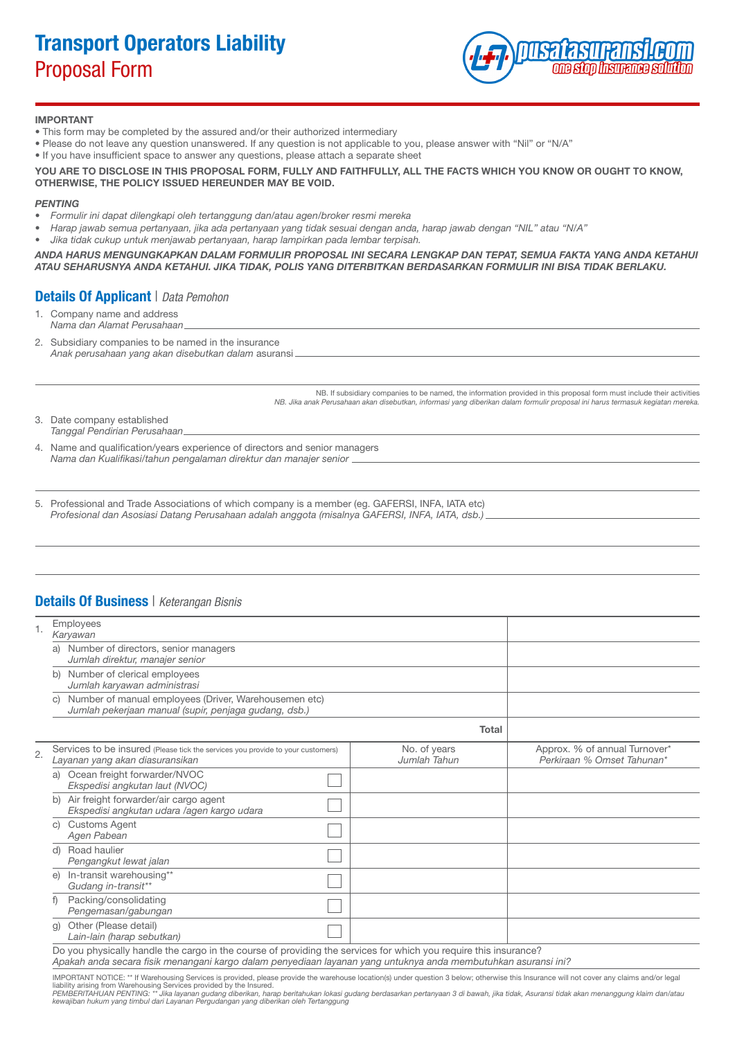# Transport Operators Liability
## Proposal Form

**IMPORTANT**

- This form may be completed by the assured and/or their authorized intermediary
- Please do not leave any question unanswered. If any question is not applicable to you, please answer with "Nil" or "N/A"
- If you have insufficient space to answer any questions, please attach a separate sheet

**YOU ARE TO DISCLOSE IN THIS PROPOSAL FORM, FULLY AND FAITHFULLY, ALL THE FACTS WHICH YOU KNOW OR OUGHT TO KNOW, OTHERWISE, THE POLICY ISSUED HEREUNDER MAY BE VOID.**

***PENTING***

- *Formulir ini dapat dilengkapi oleh tertanggung dan/atau agen/broker resmi mereka*
- *Harap jawab semua pertanyaan, jika ada pertanyaan yang tidak sesuai dengan anda, harap jawab dengan "NIL" atau "N/A"*
- *Jika tidak cukup untuk menjawab pertanyaan, harap lampirkan pada lembar terpisah.*

***ANDA HARUS MENGUNGKAPKAN DALAM FORMULIR PROPOSAL INI SECARA LENGKAP DAN TEPAT, SEMUA FAKTA YANG ANDA KETAHUI ATAU SEHARUSNYA ANDA KETAHUI. JIKA TIDAK, POLIS YANG DITERBITKAN BERDASARKAN FORMULIR INI BISA TIDAK BERLAKU.***

## Details Of Applicant | *Data Pemohon*

1. Company name and address
   *Nama dan Alamat Perusahaan* ______________________________

2. Subsidiary companies to be named in the insurance
   *Anak perusahaan yang akan disebutkan dalam* asuransi ______________________________

   ______________________________

   NB. If subsidiary companies to be named, the information provided in this proposal form must include their activities
   *NB. Jika anak Perusahaan akan disebutkan, informasi yang diberikan dalam formulir proposal ini harus termasuk kegiatan mereka.*

3. Date company established
   *Tanggal Pendirian Perusahaan* ______________________________

4. Name and qualification/years experience of directors and senior managers
   *Nama dan Kualifikasi/tahun pengalaman direktur dan manajer senior* ______________________________

   ______________________________

5. Professional and Trade Associations of which company is a member (eg. GAFERSI, INFA, IATA etc)
   *Profesional dan Asosiasi Datang Perusahaan adalah anggota (misalnya GAFERSI, INFA, IATA, dsb.)* ______________________________

   ______________________________

   ______________________________

## Details Of Business | *Keterangan Bisnis*

| 1. | Employees<br>*Karyawan* | |
|---|---|---|
| | a) Number of directors, senior managers<br>*Jumlah direktur, manajer senior* | |
| | b) Number of clerical employees<br>*Jumlah karyawan administrasi* | |
| | c) Number of manual employees (Driver, Warehousemen etc)<br>*Jumlah pekerjaan manual (supir, penjaga gudang, dsb.)* | |
| | **Total** | |

| 2. | Services to be insured (Please tick the services you provide to your customers)<br>*Layanan yang akan diasuransikan* | | No. of years<br>*Jumlah Tahun* | Approx. % of annual Turnover*<br>*Perkiraan % Omset Tahunan** |
|---|---|---|---|---|
| | a) Ocean freight forwarder/NVOC<br>*Ekspedisi angkutan laut (NVOC)* | ☐ | | |
| | b) Air freight forwarder/air cargo agent<br>*Ekspedisi angkutan udara /agen kargo udara* | ☐ | | |
| | c) Customs Agent<br>*Agen Pabean* | ☐ | | |
| | d) Road haulier<br>*Pengangkut lewat jalan* | ☐ | | |
| | e) In-transit warehousing**<br>*Gudang in-transit*** | ☐ | | |
| | f) Packing/consolidating<br>*Pengemasan/gabungan* | ☐ | | |
| | g) Other (Please detail)<br>*Lain-lain (harap sebutkan)* | ☐ | | |

Do you physically handle the cargo in the course of providing the services for which you require this insurance?
*Apakah anda secara fisik menangani kargo dalam penyediaan layanan yang untuknya anda membutuhkan asuransi ini?*

IMPORTANT NOTICE: ** If Warehousing Services is provided, please provide the warehouse location(s) under question 3 below; otherwise this Insurance will not cover any claims and/or legal liability arising from Warehousing Services provided by the Insured.
*PEMBERITAHUAN PENTING: ** Jika layanan gudang diberikan, harap beritahukan lokasi gudang berdasarkan pertanyaan 3 di bawah, jika tidak, Asuransi tidak akan menanggung klaim dan/atau kewajiban hukum yang timbul dari Layanan Pergudangan yang diberikan oleh Tertanggung*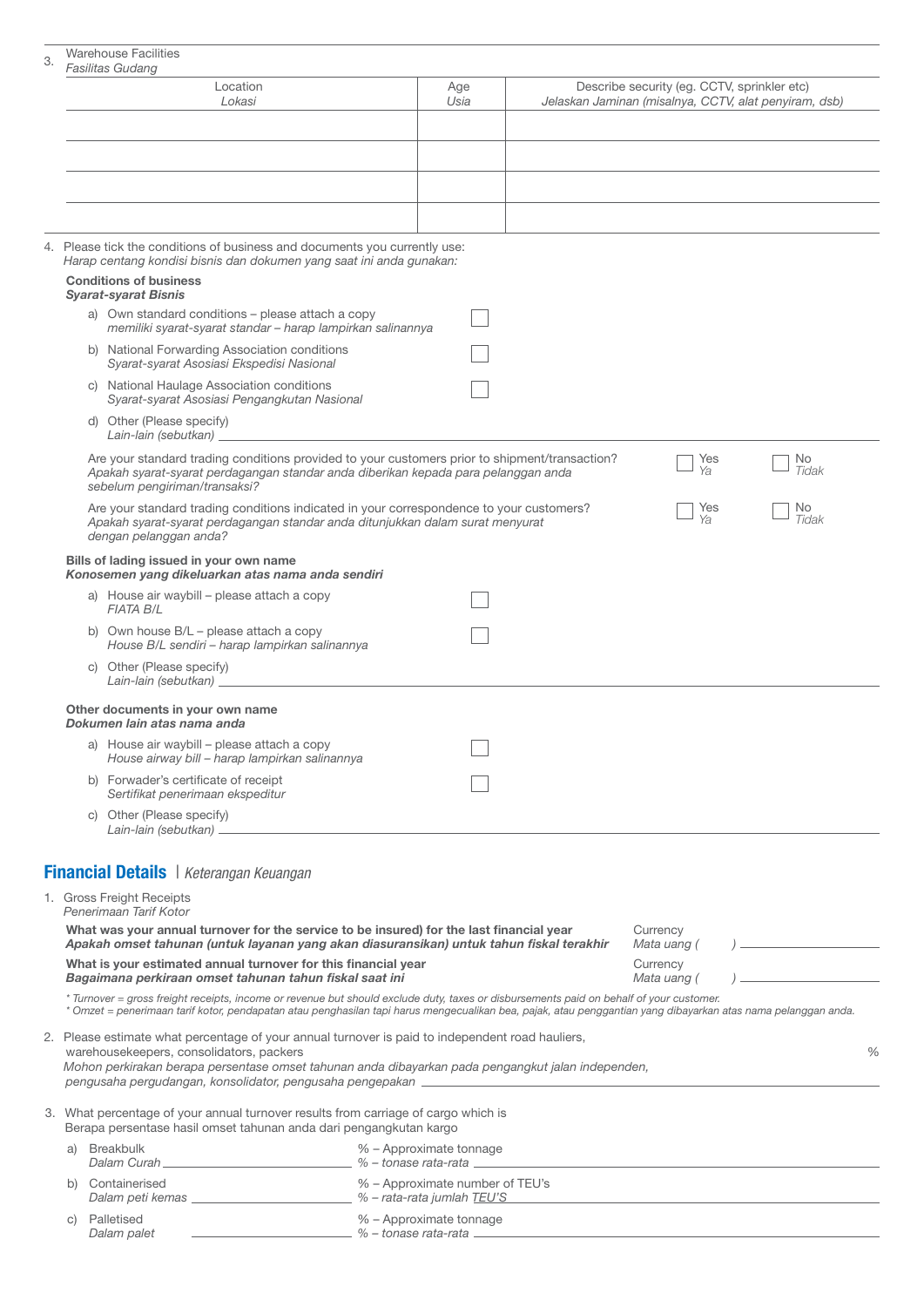3. Warehouse Facilities
   *Fasilitas Gudang*

| Location *Lokasi* | Age *Usia* | Describe security (eg. CCTV, sprinkler etc) *Jelaskan Jaminan (misalnya, CCTV, alat penyiram, dsb)* |
|---|---|---|
| | | |
| | | |
| | | |
| | | |

4. Please tick the conditions of business and documents you currently use:
   *Harap centang kondisi bisnis dan dokumen yang saat ini anda gunakan:*

**Conditions of business**
***Syarat-syarat Bisnis***

a) Own standard conditions – please attach a copy ☐
   *memiliki syarat-syarat standar – harap lampirkan salinannya*

b) National Forwarding Association conditions ☐
   *Syarat-syarat Asosiasi Ekspedisi Nasional*

c) National Haulage Association conditions ☐
   *Syarat-syarat Asosiasi Pengangkutan Nasional*

d) Other (Please specify)
   *Lain-lain (sebutkan)* ______________________

Are your standard trading conditions provided to your customers prior to shipment/transaction? ☐ Yes *Ya* ☐ No *Tidak*
*Apakah syarat-syarat perdagangan standar anda diberikan kepada para pelanggan anda sebelum pengiriman/transaksi?*

Are your standard trading conditions indicated in your correspondence to your customers? ☐ Yes *Ya* ☐ No *Tidak*
*Apakah syarat-syarat perdagangan standar anda ditunjukkan dalam surat menyurat dengan pelanggan anda?*

**Bills of lading issued in your own name**
***Konosemen yang dikeluarkan atas nama anda sendiri***

a) House air waybill – please attach a copy ☐
   *FIATA B/L*

b) Own house B/L – please attach a copy ☐
   *House B/L sendiri – harap lampirkan salinannya*

c) Other (Please specify)
   *Lain-lain (sebutkan)* ______________________

**Other documents in your own name**
***Dokumen lain atas nama anda***

a) House air waybill – please attach a copy ☐
   *House airway bill – harap lampirkan salinannya*

b) Forwader's certificate of receipt ☐
   *Sertifikat penerimaan ekspeditur*

c) Other (Please specify)
   *Lain-lain (sebutkan)* ______________________

## Financial Details | *Keterangan Keuangan*

1. Gross Freight Receipts
   *Penerimaan Tarif Kotor*

**What was your annual turnover for the service to be insured) for the last financial year** Currency *Mata uang (* *)* ______________
***Apakah omset tahunan (untuk layanan yang akan diasuransikan) untuk tahun fiskal terakhir***

**What is your estimated annual turnover for this financial year** Currency *Mata uang (* *)* ______________
***Bagaimana perkiraan omset tahunan tahun fiskal saat ini***

*\* Turnover = gross freight receipts, income or revenue but should exclude duty, taxes or disbursements paid on behalf of your customer.*
*\* Omzet = penerimaan tarif kotor, pendapatan atau penghasilan tapi harus mengecualikan bea, pajak, atau penggantian yang dibayarkan atas nama pelanggan anda.*

2. Please estimate what percentage of your annual turnover is paid to independent road hauliers, warehousekeepers, consolidators, packers %
   *Mohon perkirakan berapa persentase omset tahunan anda dibayarkan pada pengangkut jalan independen, pengusaha pergudangan, konsolidator, pengusaha pengepakan* ______________

3. What percentage of your annual turnover results from carriage of cargo which is
   Berapa persentase hasil omset tahunan anda dari pengangkutan kargo

a) Breakbulk / *Dalam Curah* ______ % – Approximate tonnage / *% – tonase rata-rata* ______

b) Containerised / *Dalam peti kemas* ______ % – Approximate number of TEU's / *% – rata-rata jumlah TEU'S* ______

c) Palletised / *Dalam palet* ______ % – Approximate tonnage / *% – tonase rata-rata* ______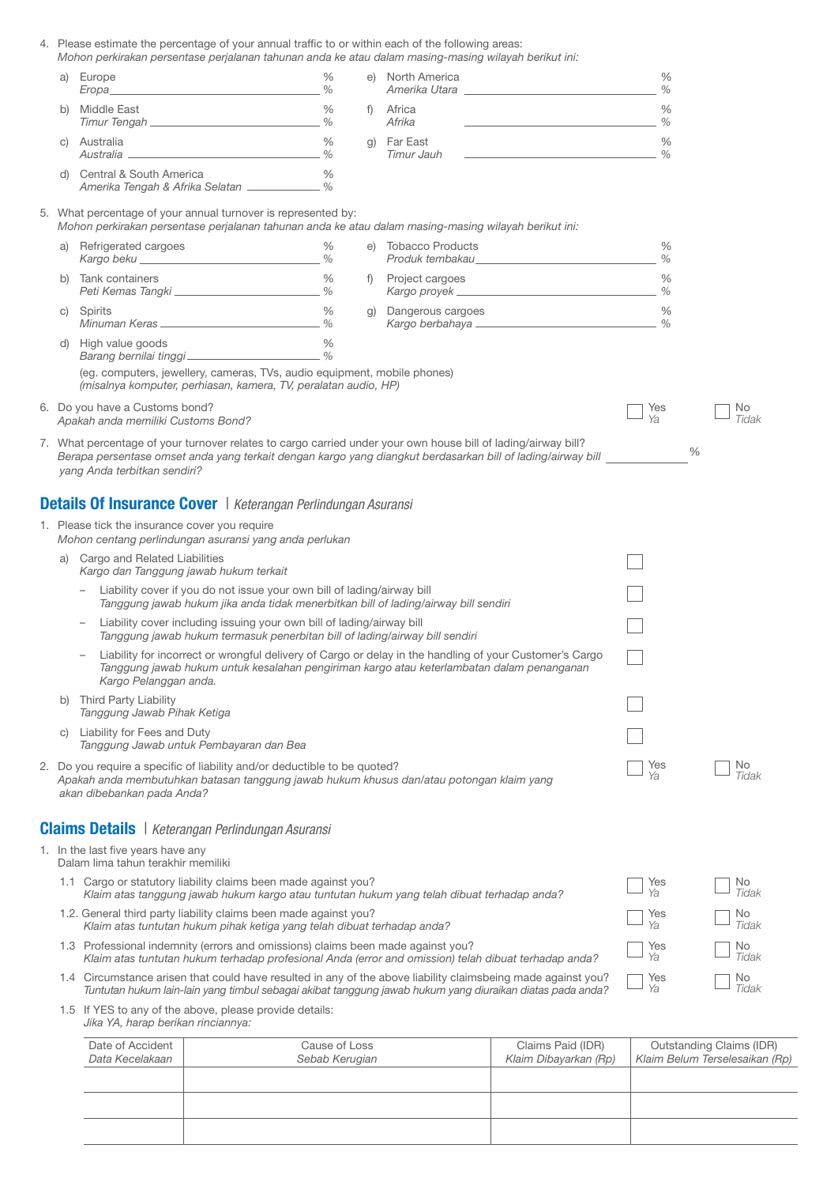4. Please estimate the percentage of your annual traffic to or within each of the following areas:
   *Mohon perkirakan persentase perjalanan tahunan anda ke atau dalam masing-masing wilayah berikut ini:*

   a) Europe / *Eropa* ____________ %

   b) Middle East / *Timur Tengah* ____________ %

   c) Australia / *Australia* ____________ %

   d) Central & South America / *Amerika Tengah & Afrika Selatan* ____________ %

   e) North America / *Amerika Utara* ____________ %

   f) Africa / *Afrika* ____________ %

   g) Far East / *Timur Jauh* ____________ %

5. What percentage of your annual turnover is represented by:
   *Mohon perkirakan persentase perjalanan tahunan anda ke atau dalam masing-masing wilayah berikut ini:*

   a) Refrigerated cargoes / *Kargo beku* ____________ %

   b) Tank containers / *Peti Kemas Tangki* ____________ %

   c) Spirits / *Minuman Keras* ____________ %

   d) High value goods / *Barang bernilai tinggi* ____________ %
   (eg. computers, jewellery, cameras, TVs, audio equipment, mobile phones)
   *(misalnya komputer, perhiasan, kamera, TV, peralatan audio, HP)*

   e) Tobacco Products / *Produk tembakau* ____________ %

   f) Project cargoes / *Kargo proyek* ____________ %

   g) Dangerous cargoes / *Kargo berbahaya* ____________ %

6. Do you have a Customs bond? ☐ Yes / *Ya* ☐ No / *Tidak*
   *Apakah anda memiliki Customs Bond?*

7. What percentage of your turnover relates to cargo carried under your own house bill of lading/airway bill? ____________ %
   *Berapa persentase omset anda yang terkait dengan kargo yang diangkut berdasarkan bill of lading/airway bill yang Anda terbitkan sendiri?*

## Details Of Insurance Cover | *Keterangan Perlindungan Asuransi*

1. Please tick the insurance cover you require
   *Mohon centang perlindungan asuransi yang anda perlukan*

   a) Cargo and Related Liabilities ☐
   *Kargo dan Tanggung jawab hukum terkait*
   - Liability cover if you do not issue your own bill of lading/airway bill ☐
     *Tanggung jawab hukum jika anda tidak menerbitkan bill of lading/airway bill sendiri*
   - Liability cover including issuing your own bill of lading/airway bill ☐
     *Tanggung jawab hukum termasuk penerbitan bill of lading/airway bill sendiri*
   - Liability for incorrect or wrongful delivery of Cargo or delay in the handling of your Customer's Cargo ☐
     *Tanggung jawab hukum untuk kesalahan pengiriman kargo atau keterlambatan dalam penanganan Kargo Pelanggan anda.*

   b) Third Party Liability ☐
   *Tanggung Jawab Pihak Ketiga*

   c) Liability for Fees and Duty ☐
   *Tanggung Jawab untuk Pembayaran dan Bea*

2. Do you require a specific of liability and/or deductible to be quoted? ☐ Yes / *Ya* ☐ No / *Tidak*
   *Apakah anda membutuhkan batasan tanggung jawab hukum khusus dan/atau potongan klaim yang akan dibebankan pada Anda?*

## Claims Details | *Keterangan Perlindungan Asuransi*

1. In the last five years have any
   Dalam lima tahun terakhir memiliki

   1.1 Cargo or statutory liability claims been made against you? ☐ Yes / *Ya* ☐ No / *Tidak*
   *Klaim atas tanggung jawab hukum kargo atau tuntutan hukum yang telah dibuat terhadap anda?*

   1.2. General third party liability claims been made against you? ☐ Yes / *Ya* ☐ No / *Tidak*
   *Klaim atas tuntutan hukum pihak ketiga yang telah dibuat terhadap anda?*

   1.3 Professional indemnity (errors and omissions) claims been made against you? ☐ Yes / *Ya* ☐ No / *Tidak*
   *Klaim atas tuntutan hukum terhadap profesional Anda (error and omission) telah dibuat terhadap anda?*

   1.4 Circumstance arisen that could have resulted in any of the above liability claimsbeing made against you? ☐ Yes / *Ya* ☐ No / *Tidak*
   *Tuntutan hukum lain-lain yang timbul sebagai akibat tanggung jawab hukum yang diuraikan diatas pada anda?*

   1.5 If YES to any of the above, please provide details:
   *Jika YA, harap berikan rinciannya:*

| Date of Accident<br>*Data Kecelakaan* | Cause of Loss<br>*Sebab Kerugian* | Claims Paid (IDR)<br>*Klaim Dibayarkan (Rp)* | Outstanding Claims (IDR)<br>*Klaim Belum Terselesaikan (Rp)* |
|---|---|---|---|
| | | | |
| | | | |
| | | | |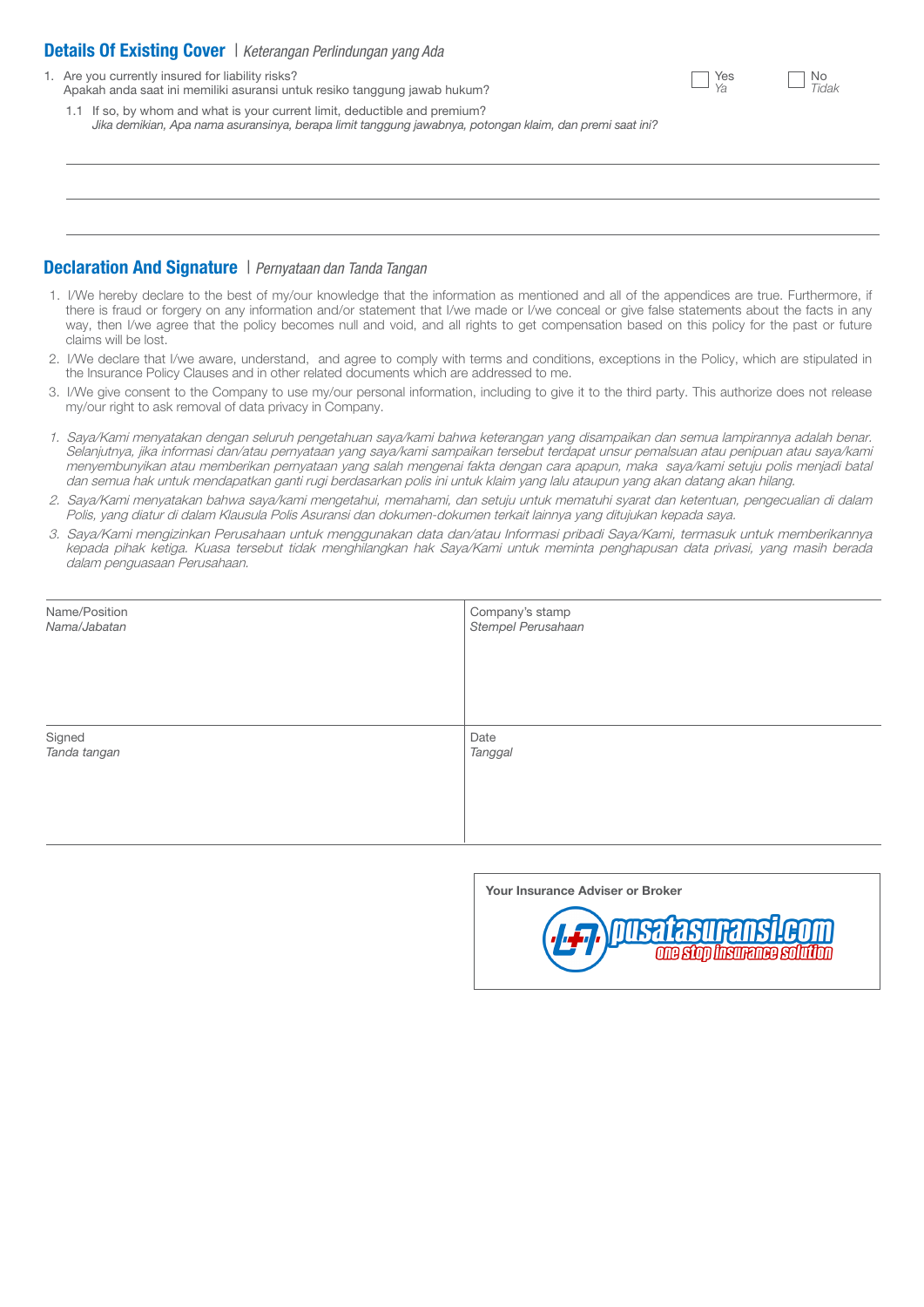## Details Of Existing Cover | *Keterangan Perlindungan yang Ada*

1. Are you currently insured for liability risks?
   Apakah anda saat ini memiliki asuransi untuk resiko tanggung jawab hukum?

   ☐ Yes *Ya* ☐ No *Tidak*

   1.1 If so, by whom and what is your current limit, deductible and premium?
   *Jika demikian, Apa nama asuransinya, berapa limit tanggung jawabnya, potongan klaim, dan premi saat ini?*

## Declaration And Signature | *Pernyataan dan Tanda Tangan*

1. I/We hereby declare to the best of my/our knowledge that the information as mentioned and all of the appendices are true. Furthermore, if there is fraud or forgery on any information and/or statement that I/we made or I/we conceal or give false statements about the facts in any way, then I/we agree that the policy becomes null and void, and all rights to get compensation based on this policy for the past or future claims will be lost.
2. I/We declare that I/we aware, understand, and agree to comply with terms and conditions, exceptions in the Policy, which are stipulated in the Insurance Policy Clauses and in other related documents which are addressed to me.
3. I/We give consent to the Company to use my/our personal information, including to give it to the third party. This authorize does not release my/our right to ask removal of data privacy in Company.

1. *Saya/Kami menyatakan dengan seluruh pengetahuan saya/kami bahwa keterangan yang disampaikan dan semua lampirannya adalah benar. Selanjutnya, jika informasi dan/atau pernyataan yang saya/kami sampaikan tersebut terdapat unsur pemalsuan atau penipuan atau saya/kami menyembunyikan atau memberikan pernyataan yang salah mengenai fakta dengan cara apapun, maka saya/kami setuju polis menjadi batal dan semua hak untuk mendapatkan ganti rugi berdasarkan polis ini untuk klaim yang lalu ataupun yang akan datang akan hilang.*
2. *Saya/Kami menyatakan bahwa saya/kami mengetahui, memahami, dan setuju untuk mematuhi syarat dan ketentuan, pengecualian di dalam Polis, yang diatur di dalam Klausula Polis Asuransi dan dokumen-dokumen terkait lainnya yang ditujukan kepada saya.*
3. *Saya/Kami mengizinkan Perusahaan untuk menggunakan data dan/atau Informasi pribadi Saya/Kami, termasuk untuk memberikannya kepada pihak ketiga. Kuasa tersebut tidak menghilangkan hak Saya/Kami untuk meminta penghapusan data privasi, yang masih berada dalam penguasaan Perusahaan.*

| | |
|---|---|
| Name/Position<br>*Nama/Jabatan* | Company's stamp<br>*Stempel Perusahaan* |
| Signed<br>*Tanda tangan* | Date<br>*Tanggal* |

**Your Insurance Adviser or Broker**

pusatasuransi.com
one stop insurance solution